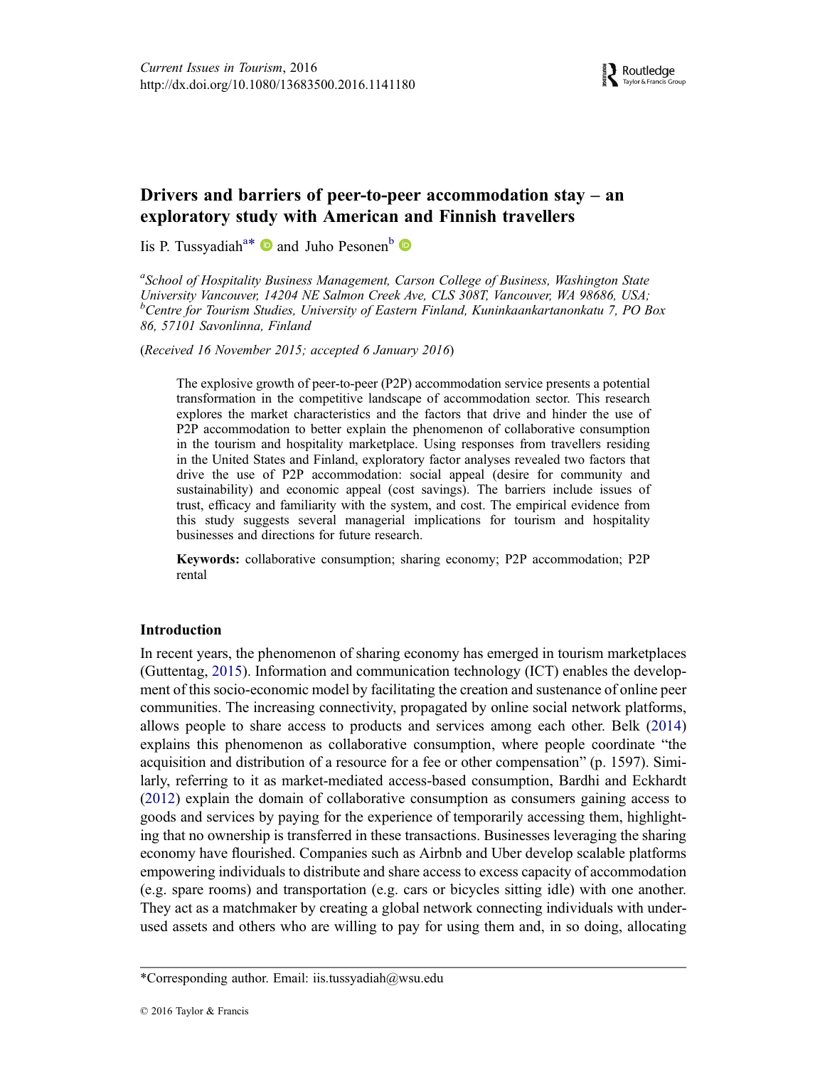# Drivers and barriers of peer-to-peer accommodation stay – an exploratory study with American and Finnish travellers

Iis P. Tussyadiah[a]* and Juho Pesonen[b]

[a]*School of Hospitality Business Management, Carson College of Business, Washington State University Vancouver, 14204 NE Salmon Creek Ave, CLS 308T, Vancouver, WA 98686, USA;* [b]*Centre for Tourism Studies, University of Eastern Finland, Kuninkaankartanonkatu 7, PO Box 86, 57101 Savonlinna, Finland*

(*Received 16 November 2015; accepted 6 January 2016*)

The explosive growth of peer-to-peer (P2P) accommodation service presents a potential transformation in the competitive landscape of accommodation sector. This research explores the market characteristics and the factors that drive and hinder the use of P2P accommodation to better explain the phenomenon of collaborative consumption in the tourism and hospitality marketplace. Using responses from travellers residing in the United States and Finland, exploratory factor analyses revealed two factors that drive the use of P2P accommodation: social appeal (desire for community and sustainability) and economic appeal (cost savings). The barriers include issues of trust, efficacy and familiarity with the system, and cost. The empirical evidence from this study suggests several managerial implications for tourism and hospitality businesses and directions for future research.

**Keywords:** collaborative consumption; sharing economy; P2P accommodation; P2P rental

## Introduction

In recent years, the phenomenon of sharing economy has emerged in tourism marketplaces (Guttentag, 2015). Information and communication technology (ICT) enables the development of this socio-economic model by facilitating the creation and sustenance of online peer communities. The increasing connectivity, propagated by online social network platforms, allows people to share access to products and services among each other. Belk (2014) explains this phenomenon as collaborative consumption, where people coordinate "the acquisition and distribution of a resource for a fee or other compensation" (p. 1597). Similarly, referring to it as market-mediated access-based consumption, Bardhi and Eckhardt (2012) explain the domain of collaborative consumption as consumers gaining access to goods and services by paying for the experience of temporarily accessing them, highlighting that no ownership is transferred in these transactions. Businesses leveraging the sharing economy have flourished. Companies such as Airbnb and Uber develop scalable platforms empowering individuals to distribute and share access to excess capacity of accommodation (e.g. spare rooms) and transportation (e.g. cars or bicycles sitting idle) with one another. They act as a matchmaker by creating a global network connecting individuals with underused assets and others who are willing to pay for using them and, in so doing, allocating

---

*Corresponding author. Email: iis.tussyadiah@wsu.edu

© 2016 Taylor & Francis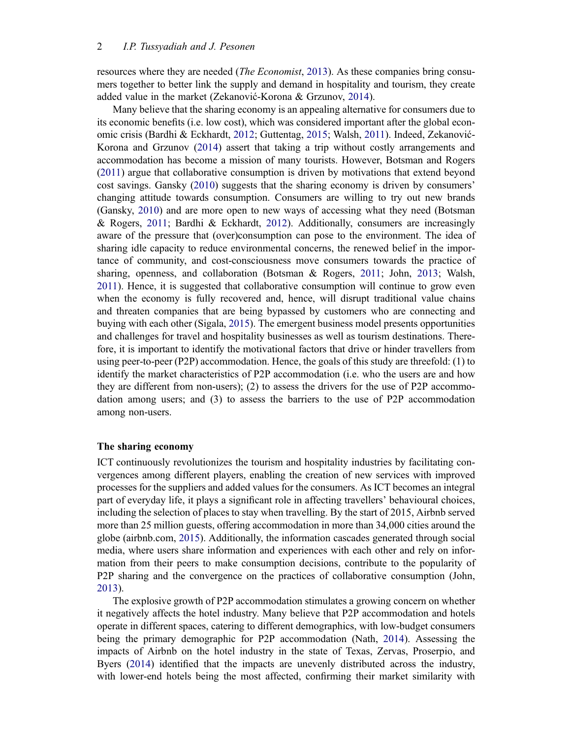resources where they are needed (*The Economist*, 2013). As these companies bring consumers together to better link the supply and demand in hospitality and tourism, they create added value in the market (Zekanović-Korona & Grzunov, 2014).

Many believe that the sharing economy is an appealing alternative for consumers due to its economic benefits (i.e. low cost), which was considered important after the global economic crisis (Bardhi & Eckhardt, 2012; Guttentag, 2015; Walsh, 2011). Indeed, Zekanović-Korona and Grzunov (2014) assert that taking a trip without costly arrangements and accommodation has become a mission of many tourists. However, Botsman and Rogers (2011) argue that collaborative consumption is driven by motivations that extend beyond cost savings. Gansky (2010) suggests that the sharing economy is driven by consumers' changing attitude towards consumption. Consumers are willing to try out new brands (Gansky, 2010) and are more open to new ways of accessing what they need (Botsman & Rogers, 2011; Bardhi & Eckhardt, 2012). Additionally, consumers are increasingly aware of the pressure that (over)consumption can pose to the environment. The idea of sharing idle capacity to reduce environmental concerns, the renewed belief in the importance of community, and cost-consciousness move consumers towards the practice of sharing, openness, and collaboration (Botsman & Rogers, 2011; John, 2013; Walsh, 2011). Hence, it is suggested that collaborative consumption will continue to grow even when the economy is fully recovered and, hence, will disrupt traditional value chains and threaten companies that are being bypassed by customers who are connecting and buying with each other (Sigala, 2015). The emergent business model presents opportunities and challenges for travel and hospitality businesses as well as tourism destinations. Therefore, it is important to identify the motivational factors that drive or hinder travellers from using peer-to-peer (P2P) accommodation. Hence, the goals of this study are threefold: (1) to identify the market characteristics of P2P accommodation (i.e. who the users are and how they are different from non-users); (2) to assess the drivers for the use of P2P accommodation among users; and (3) to assess the barriers to the use of P2P accommodation among non-users.

## The sharing economy

ICT continuously revolutionizes the tourism and hospitality industries by facilitating convergences among different players, enabling the creation of new services with improved processes for the suppliers and added values for the consumers. As ICT becomes an integral part of everyday life, it plays a significant role in affecting travellers' behavioural choices, including the selection of places to stay when travelling. By the start of 2015, Airbnb served more than 25 million guests, offering accommodation in more than 34,000 cities around the globe (airbnb.com, 2015). Additionally, the information cascades generated through social media, where users share information and experiences with each other and rely on information from their peers to make consumption decisions, contribute to the popularity of P2P sharing and the convergence on the practices of collaborative consumption (John, 2013).

The explosive growth of P2P accommodation stimulates a growing concern on whether it negatively affects the hotel industry. Many believe that P2P accommodation and hotels operate in different spaces, catering to different demographics, with low-budget consumers being the primary demographic for P2P accommodation (Nath, 2014). Assessing the impacts of Airbnb on the hotel industry in the state of Texas, Zervas, Proserpio, and Byers (2014) identified that the impacts are unevenly distributed across the industry, with lower-end hotels being the most affected, confirming their market similarity with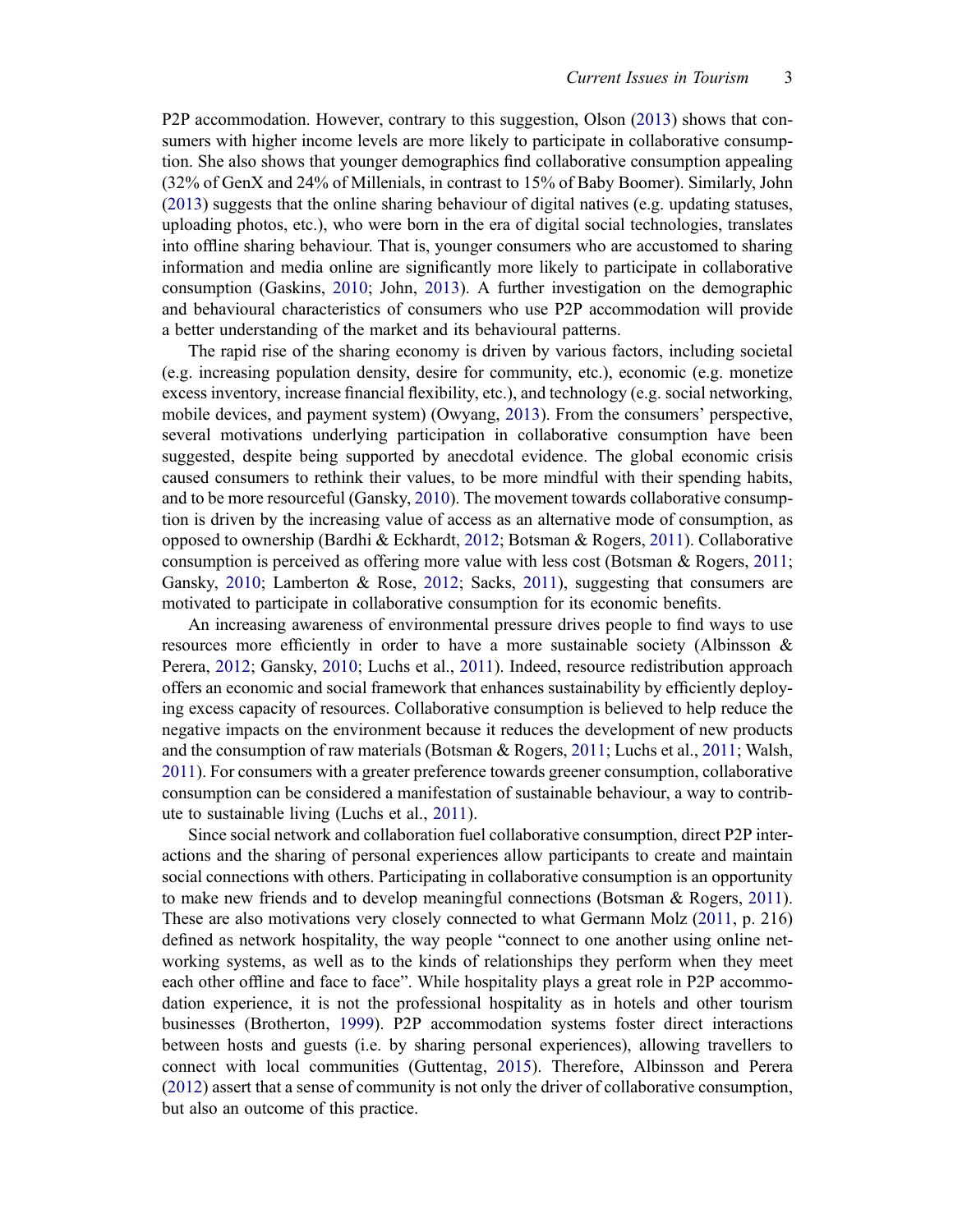P2P accommodation. However, contrary to this suggestion, Olson (2013) shows that consumers with higher income levels are more likely to participate in collaborative consumption. She also shows that younger demographics find collaborative consumption appealing (32% of GenX and 24% of Millenials, in contrast to 15% of Baby Boomer). Similarly, John (2013) suggests that the online sharing behaviour of digital natives (e.g. updating statuses, uploading photos, etc.), who were born in the era of digital social technologies, translates into offline sharing behaviour. That is, younger consumers who are accustomed to sharing information and media online are significantly more likely to participate in collaborative consumption (Gaskins, 2010; John, 2013). A further investigation on the demographic and behavioural characteristics of consumers who use P2P accommodation will provide a better understanding of the market and its behavioural patterns.

The rapid rise of the sharing economy is driven by various factors, including societal (e.g. increasing population density, desire for community, etc.), economic (e.g. monetize excess inventory, increase financial flexibility, etc.), and technology (e.g. social networking, mobile devices, and payment system) (Owyang, 2013). From the consumers' perspective, several motivations underlying participation in collaborative consumption have been suggested, despite being supported by anecdotal evidence. The global economic crisis caused consumers to rethink their values, to be more mindful with their spending habits, and to be more resourceful (Gansky, 2010). The movement towards collaborative consumption is driven by the increasing value of access as an alternative mode of consumption, as opposed to ownership (Bardhi & Eckhardt, 2012; Botsman & Rogers, 2011). Collaborative consumption is perceived as offering more value with less cost (Botsman & Rogers, 2011; Gansky, 2010; Lamberton & Rose, 2012; Sacks, 2011), suggesting that consumers are motivated to participate in collaborative consumption for its economic benefits.

An increasing awareness of environmental pressure drives people to find ways to use resources more efficiently in order to have a more sustainable society (Albinsson & Perera, 2012; Gansky, 2010; Luchs et al., 2011). Indeed, resource redistribution approach offers an economic and social framework that enhances sustainability by efficiently deploying excess capacity of resources. Collaborative consumption is believed to help reduce the negative impacts on the environment because it reduces the development of new products and the consumption of raw materials (Botsman & Rogers, 2011; Luchs et al., 2011; Walsh, 2011). For consumers with a greater preference towards greener consumption, collaborative consumption can be considered a manifestation of sustainable behaviour, a way to contribute to sustainable living (Luchs et al., 2011).

Since social network and collaboration fuel collaborative consumption, direct P2P interactions and the sharing of personal experiences allow participants to create and maintain social connections with others. Participating in collaborative consumption is an opportunity to make new friends and to develop meaningful connections (Botsman & Rogers, 2011). These are also motivations very closely connected to what Germann Molz (2011, p. 216) defined as network hospitality, the way people "connect to one another using online networking systems, as well as to the kinds of relationships they perform when they meet each other offline and face to face". While hospitality plays a great role in P2P accommodation experience, it is not the professional hospitality as in hotels and other tourism businesses (Brotherton, 1999). P2P accommodation systems foster direct interactions between hosts and guests (i.e. by sharing personal experiences), allowing travellers to connect with local communities (Guttentag, 2015). Therefore, Albinsson and Perera (2012) assert that a sense of community is not only the driver of collaborative consumption, but also an outcome of this practice.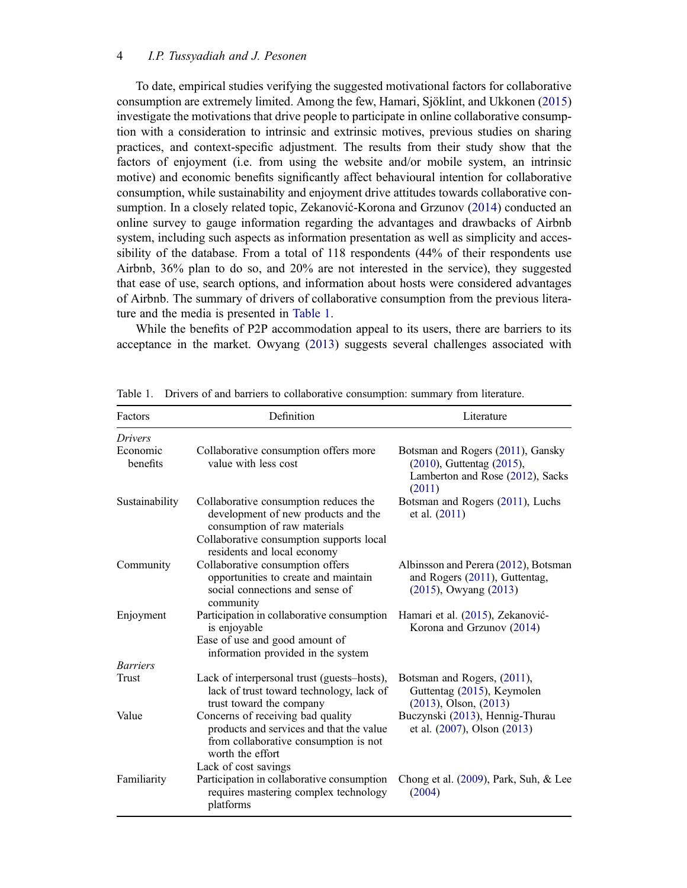To date, empirical studies verifying the suggested motivational factors for collaborative consumption are extremely limited. Among the few, Hamari, Sjöklint, and Ukkonen (2015) investigate the motivations that drive people to participate in online collaborative consumption with a consideration to intrinsic and extrinsic motives, previous studies on sharing practices, and context-specific adjustment. The results from their study show that the factors of enjoyment (i.e. from using the website and/or mobile system, an intrinsic motive) and economic benefits significantly affect behavioural intention for collaborative consumption, while sustainability and enjoyment drive attitudes towards collaborative consumption. In a closely related topic, Zekanović-Korona and Grzunov (2014) conducted an online survey to gauge information regarding the advantages and drawbacks of Airbnb system, including such aspects as information presentation as well as simplicity and accessibility of the database. From a total of 118 respondents (44% of their respondents use Airbnb, 36% plan to do so, and 20% are not interested in the service), they suggested that ease of use, search options, and information about hosts were considered advantages of Airbnb. The summary of drivers of collaborative consumption from the previous literature and the media is presented in Table 1.

While the benefits of P2P accommodation appeal to its users, there are barriers to its acceptance in the market. Owyang (2013) suggests several challenges associated with

Table 1. Drivers of and barriers to collaborative consumption: summary from literature.

| Factors | Definition | Literature |
|---|---|---|
| *Drivers* | | |
| Economic benefits | Collaborative consumption offers more value with less cost | Botsman and Rogers (2011), Gansky (2010), Guttentag (2015), Lamberton and Rose (2012), Sacks (2011) |
| Sustainability | Collaborative consumption reduces the development of new products and the consumption of raw materials<br>Collaborative consumption supports local residents and local economy | Botsman and Rogers (2011), Luchs et al. (2011) |
| Community | Collaborative consumption offers opportunities to create and maintain social connections and sense of community | Albinsson and Perera (2012), Botsman and Rogers (2011), Guttentag, (2015), Owyang (2013) |
| Enjoyment | Participation in collaborative consumption is enjoyable<br>Ease of use and good amount of information provided in the system | Hamari et al. (2015), Zekanović-Korona and Grzunov (2014) |
| *Barriers* | | |
| Trust | Lack of interpersonal trust (guests–hosts), lack of trust toward technology, lack of trust toward the company | Botsman and Rogers, (2011), Guttentag (2015), Keymolen (2013), Olson, (2013) |
| Value | Concerns of receiving bad quality products and services and that the value from collaborative consumption is not worth the effort<br>Lack of cost savings | Buczynski (2013), Hennig-Thurau et al. (2007), Olson (2013) |
| Familiarity | Participation in collaborative consumption requires mastering complex technology platforms | Chong et al. (2009), Park, Suh, & Lee (2004) |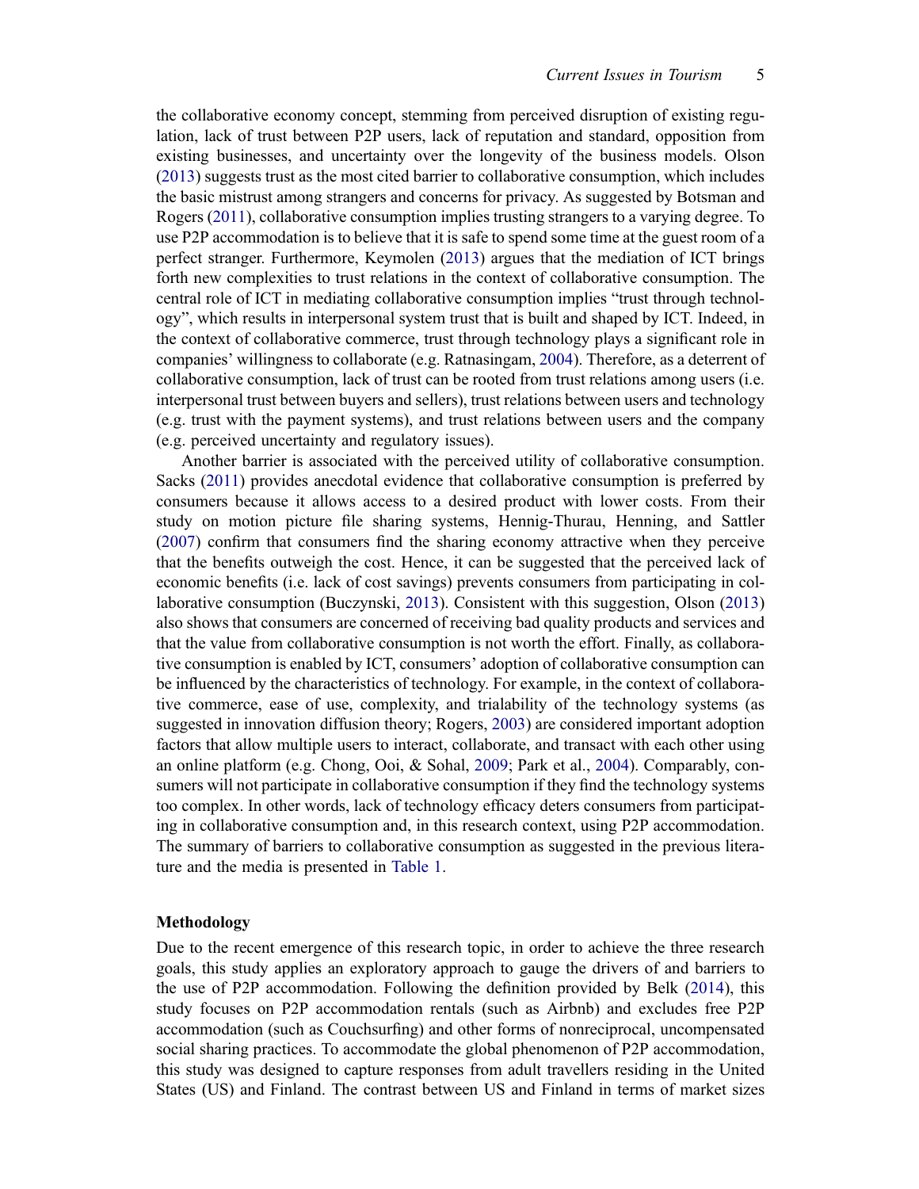the collaborative economy concept, stemming from perceived disruption of existing regulation, lack of trust between P2P users, lack of reputation and standard, opposition from existing businesses, and uncertainty over the longevity of the business models. Olson (2013) suggests trust as the most cited barrier to collaborative consumption, which includes the basic mistrust among strangers and concerns for privacy. As suggested by Botsman and Rogers (2011), collaborative consumption implies trusting strangers to a varying degree. To use P2P accommodation is to believe that it is safe to spend some time at the guest room of a perfect stranger. Furthermore, Keymolen (2013) argues that the mediation of ICT brings forth new complexities to trust relations in the context of collaborative consumption. The central role of ICT in mediating collaborative consumption implies "trust through technology", which results in interpersonal system trust that is built and shaped by ICT. Indeed, in the context of collaborative commerce, trust through technology plays a significant role in companies' willingness to collaborate (e.g. Ratnasingam, 2004). Therefore, as a deterrent of collaborative consumption, lack of trust can be rooted from trust relations among users (i.e. interpersonal trust between buyers and sellers), trust relations between users and technology (e.g. trust with the payment systems), and trust relations between users and the company (e.g. perceived uncertainty and regulatory issues).

Another barrier is associated with the perceived utility of collaborative consumption. Sacks (2011) provides anecdotal evidence that collaborative consumption is preferred by consumers because it allows access to a desired product with lower costs. From their study on motion picture file sharing systems, Hennig-Thurau, Henning, and Sattler (2007) confirm that consumers find the sharing economy attractive when they perceive that the benefits outweigh the cost. Hence, it can be suggested that the perceived lack of economic benefits (i.e. lack of cost savings) prevents consumers from participating in collaborative consumption (Buczynski, 2013). Consistent with this suggestion, Olson (2013) also shows that consumers are concerned of receiving bad quality products and services and that the value from collaborative consumption is not worth the effort. Finally, as collaborative consumption is enabled by ICT, consumers' adoption of collaborative consumption can be influenced by the characteristics of technology. For example, in the context of collaborative commerce, ease of use, complexity, and trialability of the technology systems (as suggested in innovation diffusion theory; Rogers, 2003) are considered important adoption factors that allow multiple users to interact, collaborate, and transact with each other using an online platform (e.g. Chong, Ooi, & Sohal, 2009; Park et al., 2004). Comparably, consumers will not participate in collaborative consumption if they find the technology systems too complex. In other words, lack of technology efficacy deters consumers from participating in collaborative consumption and, in this research context, using P2P accommodation. The summary of barriers to collaborative consumption as suggested in the previous literature and the media is presented in Table 1.

## Methodology

Due to the recent emergence of this research topic, in order to achieve the three research goals, this study applies an exploratory approach to gauge the drivers of and barriers to the use of P2P accommodation. Following the definition provided by Belk (2014), this study focuses on P2P accommodation rentals (such as Airbnb) and excludes free P2P accommodation (such as Couchsurfing) and other forms of nonreciprocal, uncompensated social sharing practices. To accommodate the global phenomenon of P2P accommodation, this study was designed to capture responses from adult travellers residing in the United States (US) and Finland. The contrast between US and Finland in terms of market sizes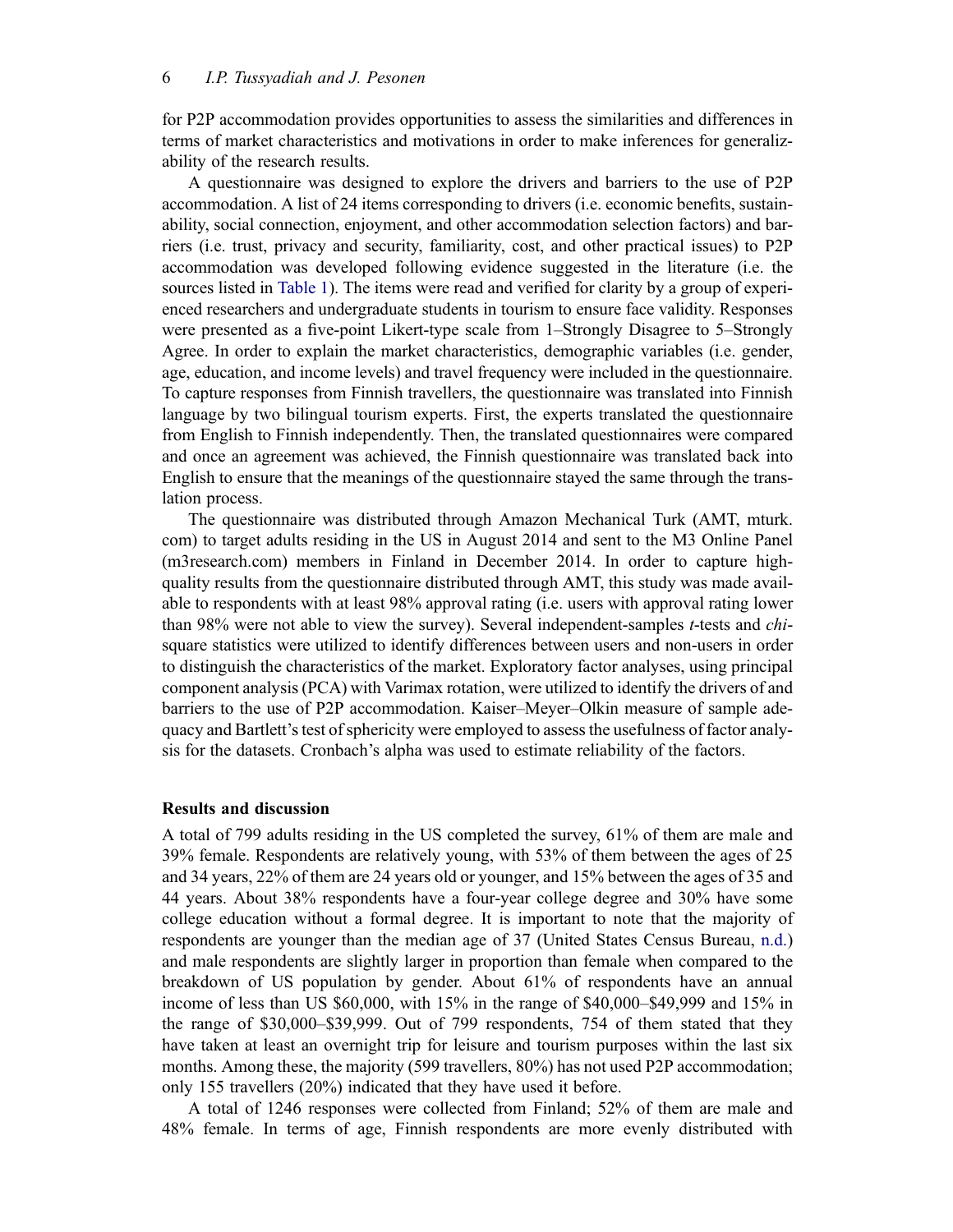for P2P accommodation provides opportunities to assess the similarities and differences in terms of market characteristics and motivations in order to make inferences for generalizability of the research results.

A questionnaire was designed to explore the drivers and barriers to the use of P2P accommodation. A list of 24 items corresponding to drivers (i.e. economic benefits, sustainability, social connection, enjoyment, and other accommodation selection factors) and barriers (i.e. trust, privacy and security, familiarity, cost, and other practical issues) to P2P accommodation was developed following evidence suggested in the literature (i.e. the sources listed in Table 1). The items were read and verified for clarity by a group of experienced researchers and undergraduate students in tourism to ensure face validity. Responses were presented as a five-point Likert-type scale from 1–Strongly Disagree to 5–Strongly Agree. In order to explain the market characteristics, demographic variables (i.e. gender, age, education, and income levels) and travel frequency were included in the questionnaire. To capture responses from Finnish travellers, the questionnaire was translated into Finnish language by two bilingual tourism experts. First, the experts translated the questionnaire from English to Finnish independently. Then, the translated questionnaires were compared and once an agreement was achieved, the Finnish questionnaire was translated back into English to ensure that the meanings of the questionnaire stayed the same through the translation process.

The questionnaire was distributed through Amazon Mechanical Turk (AMT, mturk.com) to target adults residing in the US in August 2014 and sent to the M3 Online Panel (m3research.com) members in Finland in December 2014. In order to capture high-quality results from the questionnaire distributed through AMT, this study was made available to respondents with at least 98% approval rating (i.e. users with approval rating lower than 98% were not able to view the survey). Several independent-samples *t*-tests and *chi*-square statistics were utilized to identify differences between users and non-users in order to distinguish the characteristics of the market. Exploratory factor analyses, using principal component analysis (PCA) with Varimax rotation, were utilized to identify the drivers of and barriers to the use of P2P accommodation. Kaiser–Meyer–Olkin measure of sample adequacy and Bartlett's test of sphericity were employed to assess the usefulness of factor analysis for the datasets. Cronbach's alpha was used to estimate reliability of the factors.

## Results and discussion

A total of 799 adults residing in the US completed the survey, 61% of them are male and 39% female. Respondents are relatively young, with 53% of them between the ages of 25 and 34 years, 22% of them are 24 years old or younger, and 15% between the ages of 35 and 44 years. About 38% respondents have a four-year college degree and 30% have some college education without a formal degree. It is important to note that the majority of respondents are younger than the median age of 37 (United States Census Bureau, n.d.) and male respondents are slightly larger in proportion than female when compared to the breakdown of US population by gender. About 61% of respondents have an annual income of less than US $60,000, with 15% in the range of $40,000–$49,999 and 15% in the range of $30,000–$39,999. Out of 799 respondents, 754 of them stated that they have taken at least an overnight trip for leisure and tourism purposes within the last six months. Among these, the majority (599 travellers, 80%) has not used P2P accommodation; only 155 travellers (20%) indicated that they have used it before.

A total of 1246 responses were collected from Finland; 52% of them are male and 48% female. In terms of age, Finnish respondents are more evenly distributed with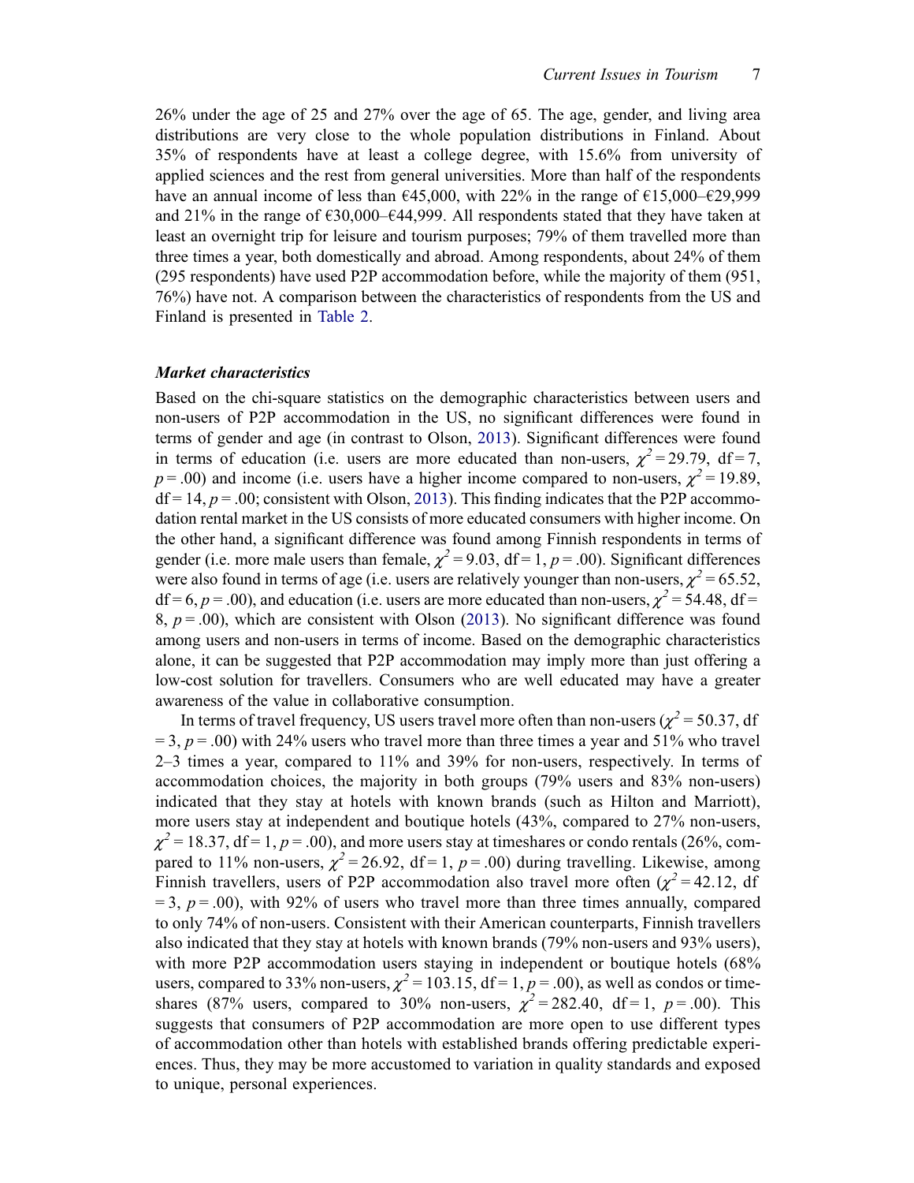26% under the age of 25 and 27% over the age of 65. The age, gender, and living area distributions are very close to the whole population distributions in Finland. About 35% of respondents have at least a college degree, with 15.6% from university of applied sciences and the rest from general universities. More than half of the respondents have an annual income of less than €45,000, with 22% in the range of €15,000–€29,999 and 21% in the range of €30,000–€44,999. All respondents stated that they have taken at least an overnight trip for leisure and tourism purposes; 79% of them travelled more than three times a year, both domestically and abroad. Among respondents, about 24% of them (295 respondents) have used P2P accommodation before, while the majority of them (951, 76%) have not. A comparison between the characteristics of respondents from the US and Finland is presented in Table 2.

### *Market characteristics*

Based on the chi-square statistics on the demographic characteristics between users and non-users of P2P accommodation in the US, no significant differences were found in terms of gender and age (in contrast to Olson, 2013). Significant differences were found in terms of education (i.e. users are more educated than non-users, $\chi^2 = 29.79$, df = 7, $p = .00$) and income (i.e. users have a higher income compared to non-users, $\chi^2 = 19.89$, df = 14, $p = .00$; consistent with Olson, 2013). This finding indicates that the P2P accommodation rental market in the US consists of more educated consumers with higher income. On the other hand, a significant difference was found among Finnish respondents in terms of gender (i.e. more male users than female, $\chi^2 = 9.03$, df = 1, $p = .00$). Significant differences were also found in terms of age (i.e. users are relatively younger than non-users, $\chi^2 = 65.52$, df = 6, $p = .00$), and education (i.e. users are more educated than non-users, $\chi^2 = 54.48$, df = 8, $p = .00$), which are consistent with Olson (2013). No significant difference was found among users and non-users in terms of income. Based on the demographic characteristics alone, it can be suggested that P2P accommodation may imply more than just offering a low-cost solution for travellers. Consumers who are well educated may have a greater awareness of the value in collaborative consumption.

In terms of travel frequency, US users travel more often than non-users ($\chi^2 = 50.37$, df = 3, $p = .00$) with 24% users who travel more than three times a year and 51% who travel 2–3 times a year, compared to 11% and 39% for non-users, respectively. In terms of accommodation choices, the majority in both groups (79% users and 83% non-users) indicated that they stay at hotels with known brands (such as Hilton and Marriott), more users stay at independent and boutique hotels (43%, compared to 27% non-users, $\chi^2 = 18.37$, df = 1, $p = .00$), and more users stay at timeshares or condo rentals (26%, compared to 11% non-users, $\chi^2 = 26.92$, df = 1, $p = .00$) during travelling. Likewise, among Finnish travellers, users of P2P accommodation also travel more often ($\chi^2 = 42.12$, df = 3, $p = .00$), with 92% of users who travel more than three times annually, compared to only 74% of non-users. Consistent with their American counterparts, Finnish travellers also indicated that they stay at hotels with known brands (79% non-users and 93% users), with more P2P accommodation users staying in independent or boutique hotels (68% users, compared to 33% non-users, $\chi^2 = 103.15$, df = 1, $p = .00$), as well as condos or timeshares (87% users, compared to 30% non-users, $\chi^2 = 282.40$, df = 1, $p = .00$). This suggests that consumers of P2P accommodation are more open to use different types of accommodation other than hotels with established brands offering predictable experiences. Thus, they may be more accustomed to variation in quality standards and exposed to unique, personal experiences.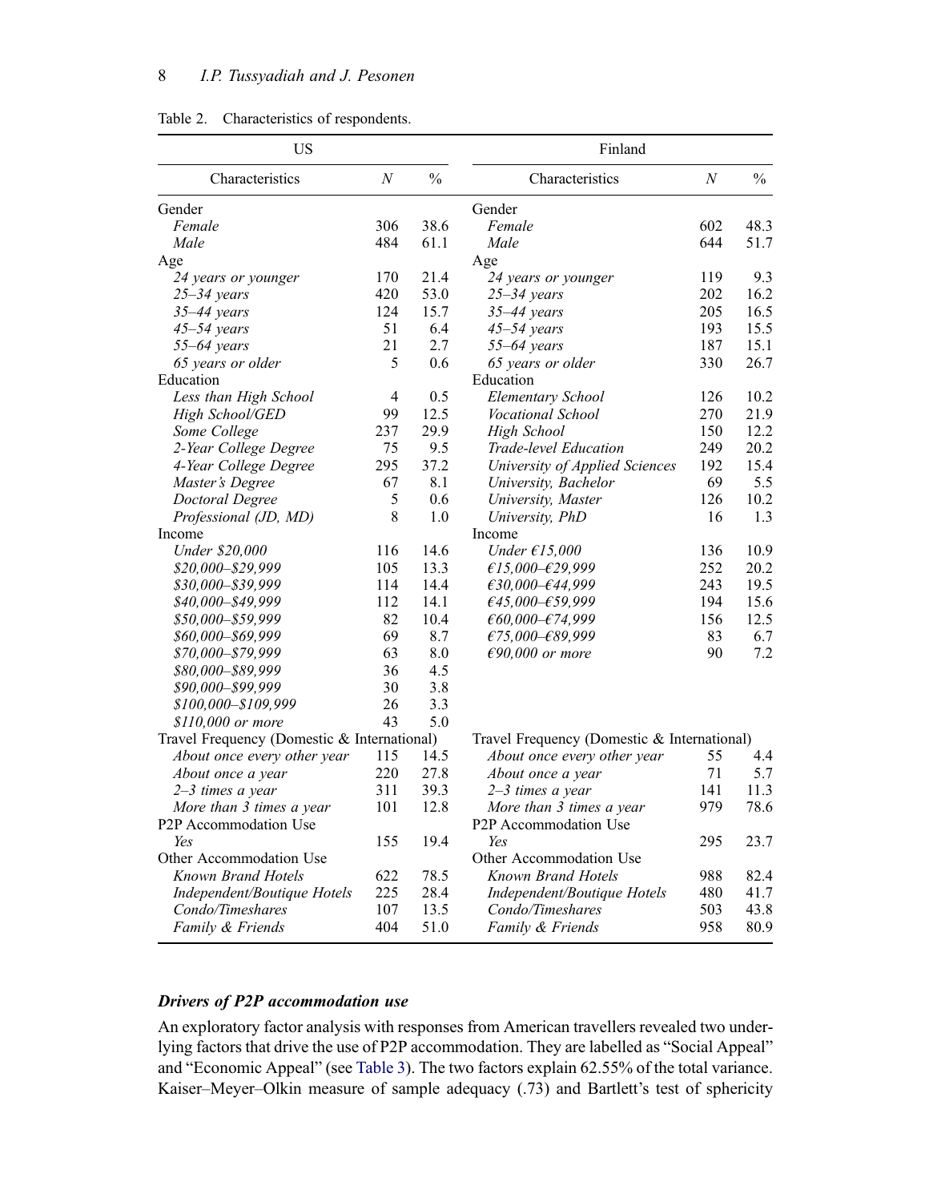Table 2. Characteristics of respondents.

| US | | | Finland | | |
|---|---|---|---|---|---|
| Characteristics | $N$ | % | Characteristics | $N$ | % |
| Gender | | | Gender | | |
| *Female* | 306 | 38.6 | *Female* | 602 | 48.3 |
| *Male* | 484 | 61.1 | *Male* | 644 | 51.7 |
| Age | | | Age | | |
| *24 years or younger* | 170 | 21.4 | *24 years or younger* | 119 | 9.3 |
| *25–34 years* | 420 | 53.0 | *25–34 years* | 202 | 16.2 |
| *35–44 years* | 124 | 15.7 | *35–44 years* | 205 | 16.5 |
| *45–54 years* | 51 | 6.4 | *45–54 years* | 193 | 15.5 |
| *55–64 years* | 21 | 2.7 | *55–64 years* | 187 | 15.1 |
| *65 years or older* | 5 | 0.6 | *65 years or older* | 330 | 26.7 |
| Education | | | Education | | |
| *Less than High School* | 4 | 0.5 | *Elementary School* | 126 | 10.2 |
| *High School/GED* | 99 | 12.5 | *Vocational School* | 270 | 21.9 |
| *Some College* | 237 | 29.9 | *High School* | 150 | 12.2 |
| *2-Year College Degree* | 75 | 9.5 | *Trade-level Education* | 249 | 20.2 |
| *4-Year College Degree* | 295 | 37.2 | *University of Applied Sciences* | 192 | 15.4 |
| *Master's Degree* | 67 | 8.1 | *University, Bachelor* | 69 | 5.5 |
| *Doctoral Degree* | 5 | 0.6 | *University, Master* | 126 | 10.2 |
| *Professional (JD, MD)* | 8 | 1.0 | *University, PhD* | 16 | 1.3 |
| Income | | | Income | | |
| *Under $20,000* | 116 | 14.6 | *Under €15,000* | 136 | 10.9 |
| *$20,000–$29,999* | 105 | 13.3 | *€15,000–€29,999* | 252 | 20.2 |
| *$30,000–$39,999* | 114 | 14.4 | *€30,000–€44,999* | 243 | 19.5 |
| *$40,000–$49,999* | 112 | 14.1 | *€45,000–€59,999* | 194 | 15.6 |
| *$50,000–$59,999* | 82 | 10.4 | *€60,000–€74,999* | 156 | 12.5 |
| *$60,000–$69,999* | 69 | 8.7 | *€75,000–€89,999* | 83 | 6.7 |
| *$70,000–$79,999* | 63 | 8.0 | *€90,000 or more* | 90 | 7.2 |
| *$80,000–$89,999* | 36 | 4.5 | | | |
| *$90,000–$99,999* | 30 | 3.8 | | | |
| *$100,000–$109,999* | 26 | 3.3 | | | |
| *$110,000 or more* | 43 | 5.0 | | | |
| Travel Frequency (Domestic & International) | | | Travel Frequency (Domestic & International) | | |
| *About once every other year* | 115 | 14.5 | *About once every other year* | 55 | 4.4 |
| *About once a year* | 220 | 27.8 | *About once a year* | 71 | 5.7 |
| *2–3 times a year* | 311 | 39.3 | *2–3 times a year* | 141 | 11.3 |
| *More than 3 times a year* | 101 | 12.8 | *More than 3 times a year* | 979 | 78.6 |
| P2P Accommodation Use | | | P2P Accommodation Use | | |
| *Yes* | 155 | 19.4 | *Yes* | 295 | 23.7 |
| Other Accommodation Use | | | Other Accommodation Use | | |
| *Known Brand Hotels* | 622 | 78.5 | *Known Brand Hotels* | 988 | 82.4 |
| *Independent/Boutique Hotels* | 225 | 28.4 | *Independent/Boutique Hotels* | 480 | 41.7 |
| *Condo/Timeshares* | 107 | 13.5 | *Condo/Timeshares* | 503 | 43.8 |
| *Family & Friends* | 404 | 51.0 | *Family & Friends* | 958 | 80.9 |

### *Drivers of P2P accommodation use*

An exploratory factor analysis with responses from American travellers revealed two underlying factors that drive the use of P2P accommodation. They are labelled as "Social Appeal" and "Economic Appeal" (see Table 3). The two factors explain 62.55% of the total variance. Kaiser–Meyer–Olkin measure of sample adequacy (.73) and Bartlett's test of sphericity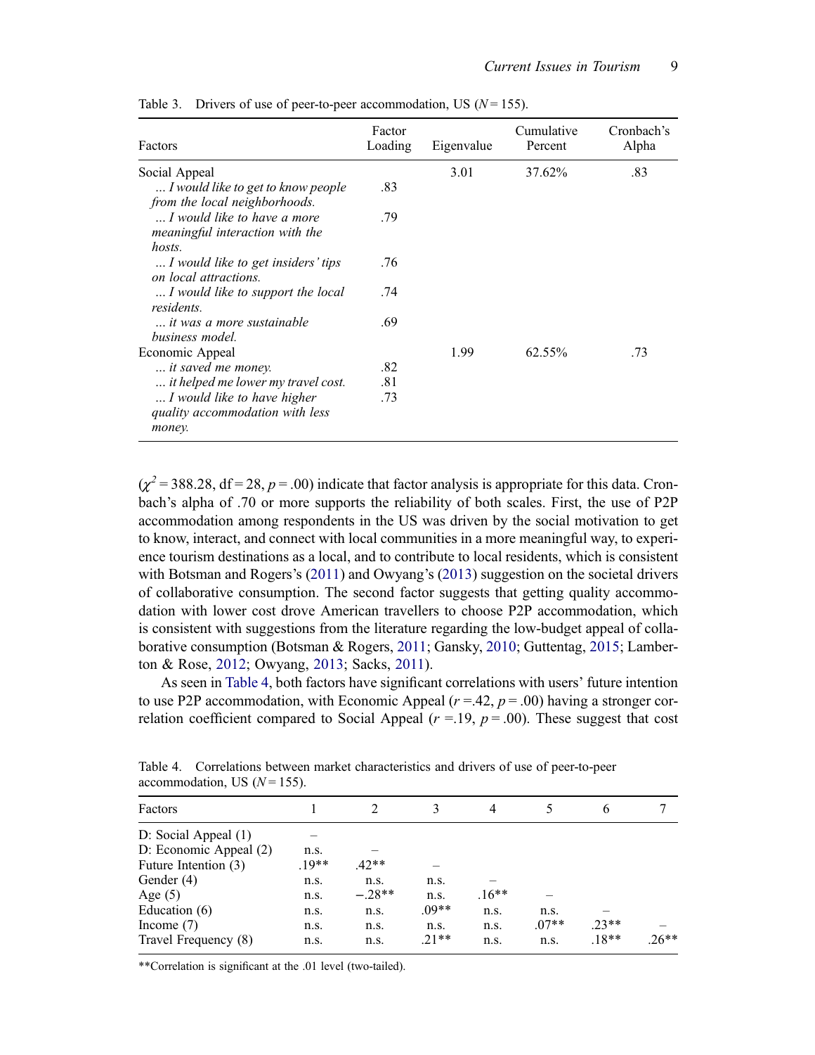Table 3. Drivers of use of peer-to-peer accommodation, US ($N = 155$).

| Factors | Factor Loading | Eigenvalue | Cumulative Percent | Cronbach's Alpha |
|---|---|---|---|---|
| Social Appeal | | 3.01 | 37.62% | .83 |
| *... I would like to get to know people from the local neighborhoods.* | .83 | | | |
| *... I would like to have a more meaningful interaction with the hosts.* | .79 | | | |
| *... I would like to get insiders' tips on local attractions.* | .76 | | | |
| *... I would like to support the local residents.* | .74 | | | |
| *... it was a more sustainable business model.* | .69 | | | |
| Economic Appeal | | 1.99 | 62.55% | .73 |
| *... it saved me money.* | .82 | | | |
| *... it helped me lower my travel cost.* | .81 | | | |
| *... I would like to have higher quality accommodation with less money.* | .73 | | | |

($\chi^2 = 388.28$, df = 28, $p = .00$) indicate that factor analysis is appropriate for this data. Cronbach's alpha of .70 or more supports the reliability of both scales. First, the use of P2P accommodation among respondents in the US was driven by the social motivation to get to know, interact, and connect with local communities in a more meaningful way, to experience tourism destinations as a local, and to contribute to local residents, which is consistent with Botsman and Rogers's (2011) and Owyang's (2013) suggestion on the societal drivers of collaborative consumption. The second factor suggests that getting quality accommodation with lower cost drove American travellers to choose P2P accommodation, which is consistent with suggestions from the literature regarding the low-budget appeal of collaborative consumption (Botsman & Rogers, 2011; Gansky, 2010; Guttentag, 2015; Lamberton & Rose, 2012; Owyang, 2013; Sacks, 2011).

As seen in Table 4, both factors have significant correlations with users' future intention to use P2P accommodation, with Economic Appeal ($r = .42$, $p = .00$) having a stronger correlation coefficient compared to Social Appeal ($r = .19$, $p = .00$). These suggest that cost

Table 4. Correlations between market characteristics and drivers of use of peer-to-peer accommodation, US ($N = 155$).

| Factors | 1 | 2 | 3 | 4 | 5 | 6 | 7 |
|---|---|---|---|---|---|---|---|
| D: Social Appeal (1) | – | | | | | | |
| D: Economic Appeal (2) | n.s. | – | | | | | |
| Future Intention (3) | .19** | .42** | – | | | | |
| Gender (4) | n.s. | n.s. | n.s. | – | | | |
| Age (5) | n.s. | −.28** | n.s. | .16** | – | | |
| Education (6) | n.s. | n.s. | .09** | n.s. | n.s. | – | |
| Income (7) | n.s. | n.s. | n.s. | n.s. | .07** | .23** | – |
| Travel Frequency (8) | n.s. | n.s. | .21** | n.s. | n.s. | .18** | .26** |

**Correlation is significant at the .01 level (two-tailed).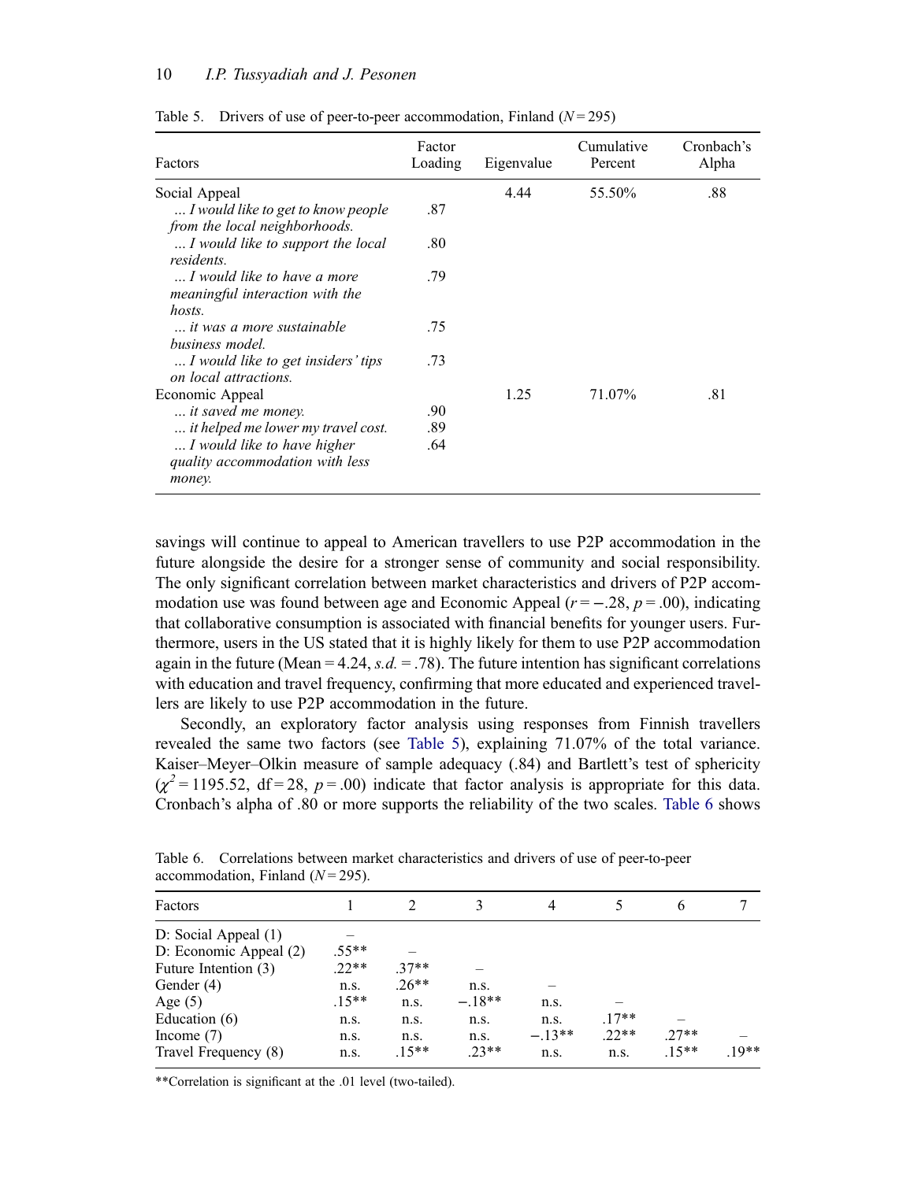Table 5. Drivers of use of peer-to-peer accommodation, Finland ($N = 295$)

| Factors | Factor Loading | Eigenvalue | Cumulative Percent | Cronbach's Alpha |
|---|---|---|---|---|
| Social Appeal | | 4.44 | 55.50% | .88 |
| *… I would like to get to know people from the local neighborhoods.* | .87 | | | |
| *… I would like to support the local residents.* | .80 | | | |
| *… I would like to have a more meaningful interaction with the hosts.* | .79 | | | |
| *… it was a more sustainable business model.* | .75 | | | |
| *… I would like to get insiders' tips on local attractions.* | .73 | | | |
| Economic Appeal | | 1.25 | 71.07% | .81 |
| *… it saved me money.* | .90 | | | |
| *… it helped me lower my travel cost.* | .89 | | | |
| *… I would like to have higher quality accommodation with less money.* | .64 | | | |

savings will continue to appeal to American travellers to use P2P accommodation in the future alongside the desire for a stronger sense of community and social responsibility. The only significant correlation between market characteristics and drivers of P2P accommodation use was found between age and Economic Appeal ($r = -.28$, $p = .00$), indicating that collaborative consumption is associated with financial benefits for younger users. Furthermore, users in the US stated that it is highly likely for them to use P2P accommodation again in the future (Mean = 4.24, *s.d.* = .78). The future intention has significant correlations with education and travel frequency, confirming that more educated and experienced travellers are likely to use P2P accommodation in the future.

Secondly, an exploratory factor analysis using responses from Finnish travellers revealed the same two factors (see Table 5), explaining 71.07% of the total variance. Kaiser–Meyer–Olkin measure of sample adequacy (.84) and Bartlett's test of sphericity ($\chi^2 = 1195.52$, df = 28, $p = .00$) indicate that factor analysis is appropriate for this data. Cronbach's alpha of .80 or more supports the reliability of the two scales. Table 6 shows

Table 6. Correlations between market characteristics and drivers of use of peer-to-peer accommodation, Finland ($N = 295$).

| Factors | 1 | 2 | 3 | 4 | 5 | 6 | 7 |
|---|---|---|---|---|---|---|---|
| D: Social Appeal (1) | – | | | | | | |
| D: Economic Appeal (2) | .55** | – | | | | | |
| Future Intention (3) | .22** | .37** | – | | | | |
| Gender (4) | n.s. | .26** | n.s. | – | | | |
| Age (5) | .15** | n.s. | −.18** | n.s. | – | | |
| Education (6) | n.s. | n.s. | n.s. | n.s. | .17** | – | |
| Income (7) | n.s. | n.s. | n.s. | −.13** | .22** | .27** | – |
| Travel Frequency (8) | n.s. | .15** | .23** | n.s. | n.s. | .15** | .19** |

**Correlation is significant at the .01 level (two-tailed).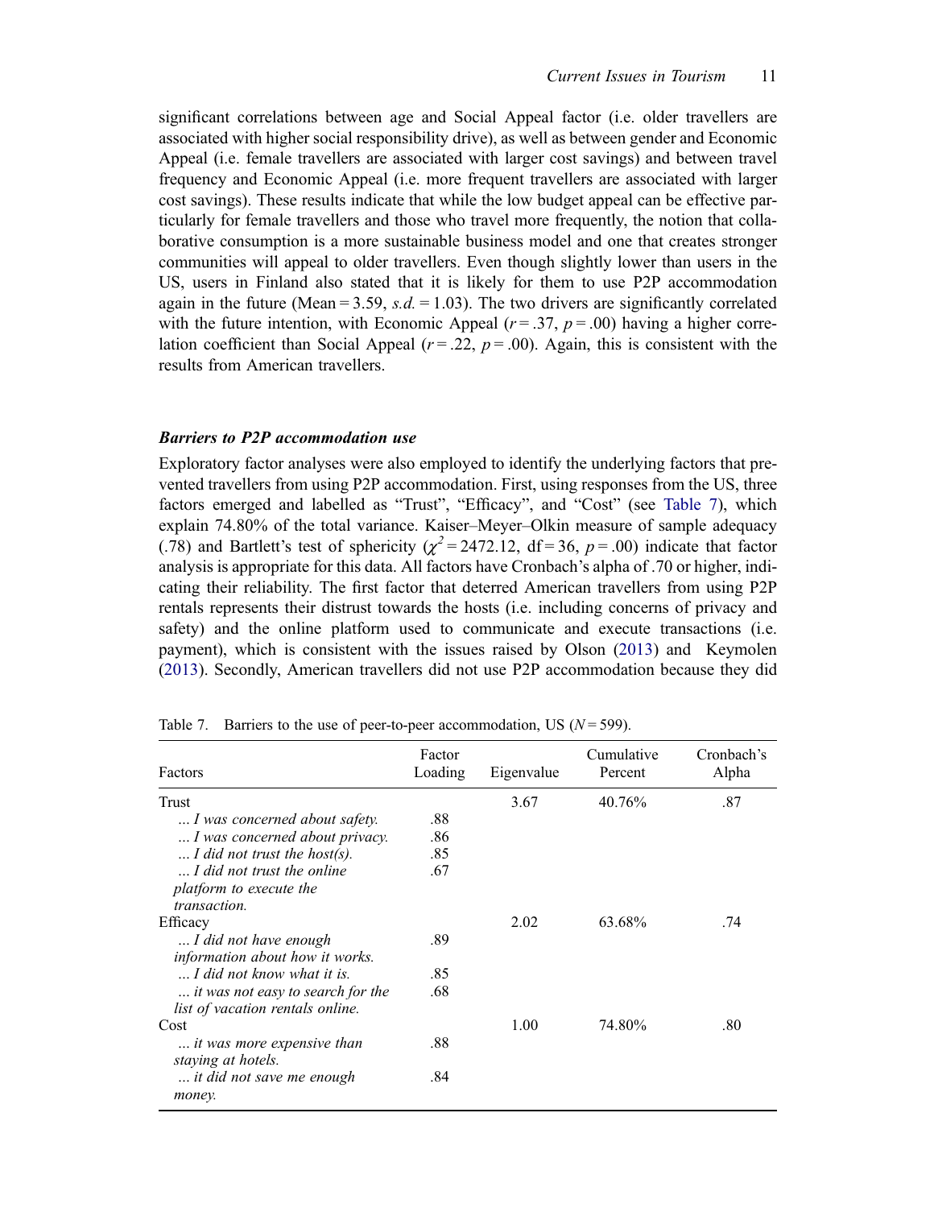significant correlations between age and Social Appeal factor (i.e. older travellers are associated with higher social responsibility drive), as well as between gender and Economic Appeal (i.e. female travellers are associated with larger cost savings) and between travel frequency and Economic Appeal (i.e. more frequent travellers are associated with larger cost savings). These results indicate that while the low budget appeal can be effective particularly for female travellers and those who travel more frequently, the notion that collaborative consumption is a more sustainable business model and one that creates stronger communities will appeal to older travellers. Even though slightly lower than users in the US, users in Finland also stated that it is likely for them to use P2P accommodation again in the future (Mean = 3.59, *s.d.* = 1.03). The two drivers are significantly correlated with the future intention, with Economic Appeal ($r = .37$, $p = .00$) having a higher correlation coefficient than Social Appeal ($r = .22$, $p = .00$). Again, this is consistent with the results from American travellers.

### *Barriers to P2P accommodation use*

Exploratory factor analyses were also employed to identify the underlying factors that prevented travellers from using P2P accommodation. First, using responses from the US, three factors emerged and labelled as "Trust", "Efficacy", and "Cost" (see Table 7), which explain 74.80% of the total variance. Kaiser–Meyer–Olkin measure of sample adequacy (.78) and Bartlett's test of sphericity ($\chi^2 = 2472.12$, df = 36, $p = .00$) indicate that factor analysis is appropriate for this data. All factors have Cronbach's alpha of .70 or higher, indicating their reliability. The first factor that deterred American travellers from using P2P rentals represents their distrust towards the hosts (i.e. including concerns of privacy and safety) and the online platform used to communicate and execute transactions (i.e. payment), which is consistent with the issues raised by Olson (2013) and Keymolen (2013). Secondly, American travellers did not use P2P accommodation because they did

Table 7. Barriers to the use of peer-to-peer accommodation, US ($N = 599$).

| Factors | Factor Loading | Eigenvalue | Cumulative Percent | Cronbach's Alpha |
|---|---|---|---|---|
| Trust | | 3.67 | 40.76% | .87 |
| *... I was concerned about safety.* | .88 | | | |
| *... I was concerned about privacy.* | .86 | | | |
| *... I did not trust the host(s).* | .85 | | | |
| *... I did not trust the online platform to execute the transaction.* | .67 | | | |
| Efficacy | | 2.02 | 63.68% | .74 |
| *... I did not have enough information about how it works.* | .89 | | | |
| *... I did not know what it is.* | .85 | | | |
| *... it was not easy to search for the list of vacation rentals online.* | .68 | | | |
| Cost | | 1.00 | 74.80% | .80 |
| *... it was more expensive than staying at hotels.* | .88 | | | |
| *... it did not save me enough money.* | .84 | | | |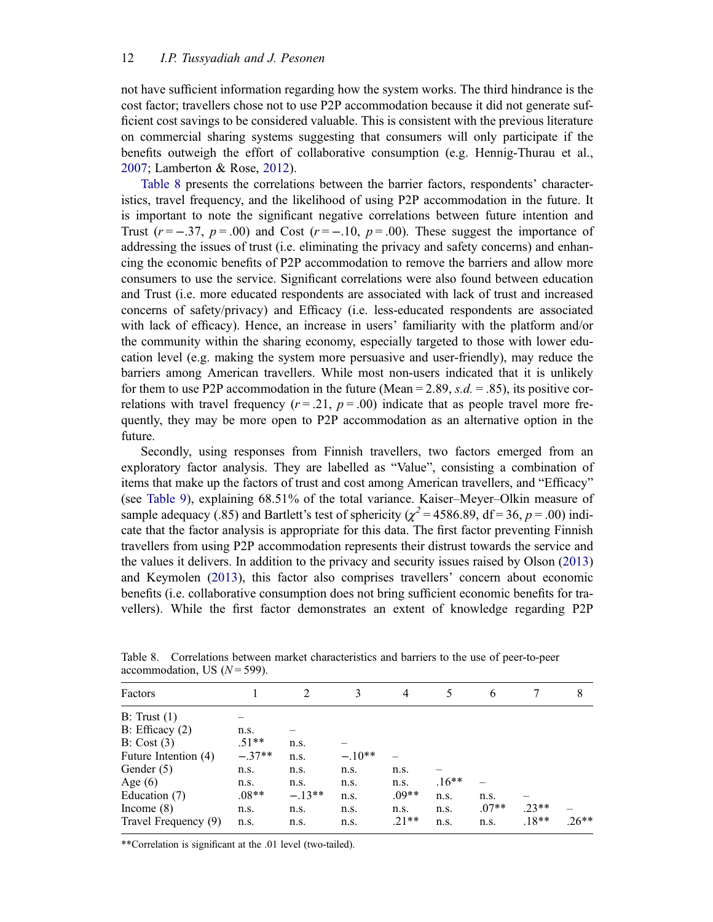not have sufficient information regarding how the system works. The third hindrance is the cost factor; travellers chose not to use P2P accommodation because it did not generate sufficient cost savings to be considered valuable. This is consistent with the previous literature on commercial sharing systems suggesting that consumers will only participate if the benefits outweigh the effort of collaborative consumption (e.g. Hennig-Thurau et al., 2007; Lamberton & Rose, 2012).

Table 8 presents the correlations between the barrier factors, respondents' characteristics, travel frequency, and the likelihood of using P2P accommodation in the future. It is important to note the significant negative correlations between future intention and Trust ($r = -.37$, $p = .00$) and Cost ($r = -.10$, $p = .00$). These suggest the importance of addressing the issues of trust (i.e. eliminating the privacy and safety concerns) and enhancing the economic benefits of P2P accommodation to remove the barriers and allow more consumers to use the service. Significant correlations were also found between education and Trust (i.e. more educated respondents are associated with lack of trust and increased concerns of safety/privacy) and Efficacy (i.e. less-educated respondents are associated with lack of efficacy). Hence, an increase in users' familiarity with the platform and/or the community within the sharing economy, especially targeted to those with lower education level (e.g. making the system more persuasive and user-friendly), may reduce the barriers among American travellers. While most non-users indicated that it is unlikely for them to use P2P accommodation in the future (Mean = 2.89, *s.d.* = .85), its positive correlations with travel frequency ($r = .21$, $p = .00$) indicate that as people travel more frequently, they may be more open to P2P accommodation as an alternative option in the future.

Secondly, using responses from Finnish travellers, two factors emerged from an exploratory factor analysis. They are labelled as "Value", consisting a combination of items that make up the factors of trust and cost among American travellers, and "Efficacy" (see Table 9), explaining 68.51% of the total variance. Kaiser–Meyer–Olkin measure of sample adequacy (.85) and Bartlett's test of sphericity ($\chi^2 = 4586.89$, df = 36, $p = .00$) indicate that the factor analysis is appropriate for this data. The first factor preventing Finnish travellers from using P2P accommodation represents their distrust towards the service and the values it delivers. In addition to the privacy and security issues raised by Olson (2013) and Keymolen (2013), this factor also comprises travellers' concern about economic benefits (i.e. collaborative consumption does not bring sufficient economic benefits for travellers). While the first factor demonstrates an extent of knowledge regarding P2P

Table 8. Correlations between market characteristics and barriers to the use of peer-to-peer accommodation, US ($N = 599$).

| Factors | 1 | 2 | 3 | 4 | 5 | 6 | 7 | 8 |
|---|---|---|---|---|---|---|---|---|
| B: Trust (1) | – | | | | | | | |
| B: Efficacy (2) | n.s. | – | | | | | | |
| B: Cost (3) | .51** | n.s. | – | | | | | |
| Future Intention (4) | −.37** | n.s. | −.10** | – | | | | |
| Gender (5) | n.s. | n.s. | n.s. | n.s. | – | | | |
| Age (6) | n.s. | n.s. | n.s. | n.s. | .16** | – | | |
| Education (7) | .08** | −.13** | n.s. | .09** | n.s. | n.s. | – | |
| Income (8) | n.s. | n.s. | n.s. | n.s. | n.s. | .07** | .23** | – |
| Travel Frequency (9) | n.s. | n.s. | n.s. | .21** | n.s. | n.s. | .18** | .26** |

**Correlation is significant at the .01 level (two-tailed).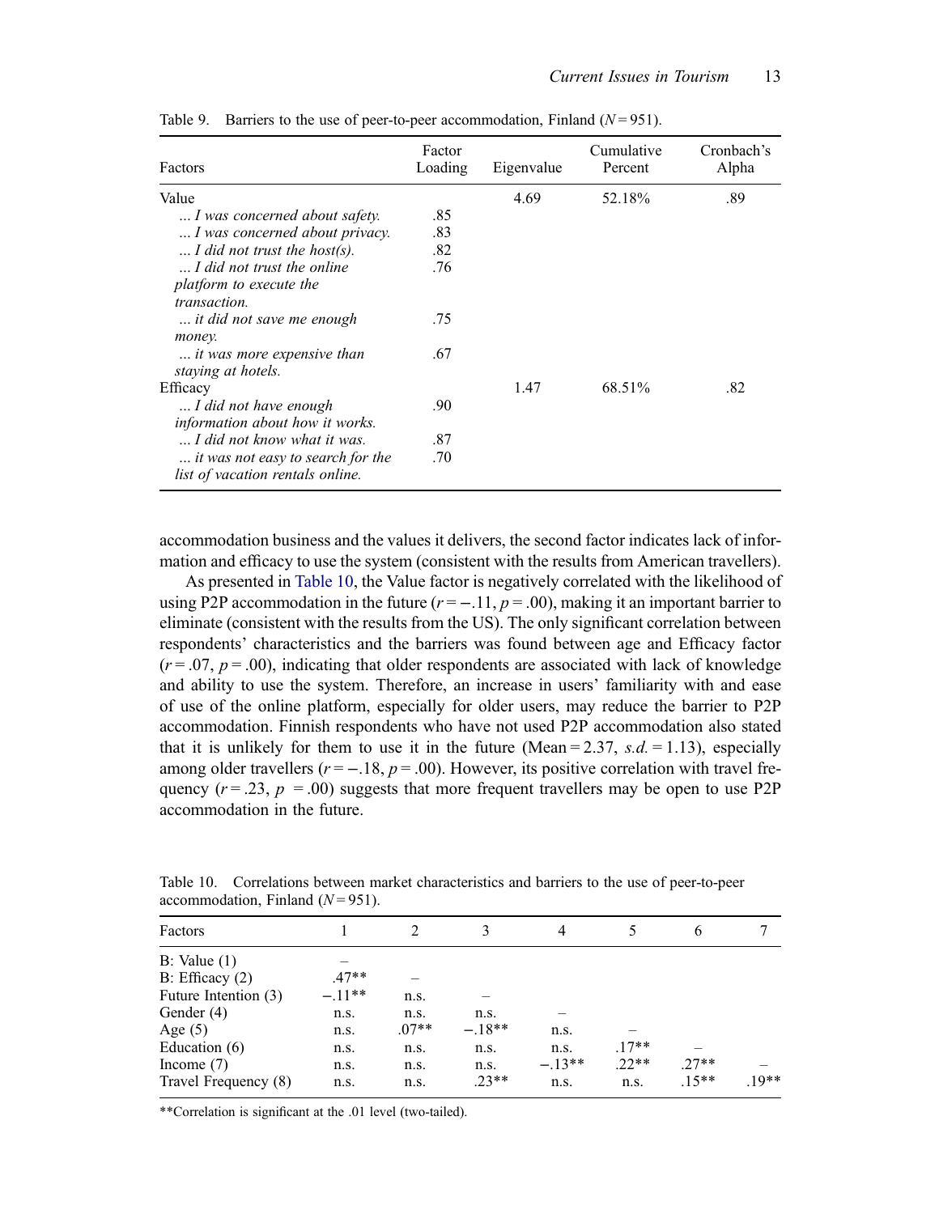Table 9. Barriers to the use of peer-to-peer accommodation, Finland ($N = 951$).

| Factors | Factor Loading | Eigenvalue | Cumulative Percent | Cronbach's Alpha |
|---|---|---|---|---|
| Value | | 4.69 | 52.18% | .89 |
| *... I was concerned about safety.* | .85 | | | |
| *... I was concerned about privacy.* | .83 | | | |
| *... I did not trust the host(s).* | .82 | | | |
| *... I did not trust the online platform to execute the transaction.* | .76 | | | |
| *... it did not save me enough money.* | .75 | | | |
| *... it was more expensive than staying at hotels.* | .67 | | | |
| Efficacy | | 1.47 | 68.51% | .82 |
| *... I did not have enough information about how it works.* | .90 | | | |
| *... I did not know what it was.* | .87 | | | |
| *... it was not easy to search for the list of vacation rentals online.* | .70 | | | |

accommodation business and the values it delivers, the second factor indicates lack of information and efficacy to use the system (consistent with the results from American travellers).

As presented in Table 10, the Value factor is negatively correlated with the likelihood of using P2P accommodation in the future ($r = -.11$, $p = .00$), making it an important barrier to eliminate (consistent with the results from the US). The only significant correlation between respondents' characteristics and the barriers was found between age and Efficacy factor ($r = .07$, $p = .00$), indicating that older respondents are associated with lack of knowledge and ability to use the system. Therefore, an increase in users' familiarity with and ease of use of the online platform, especially for older users, may reduce the barrier to P2P accommodation. Finnish respondents who have not used P2P accommodation also stated that it is unlikely for them to use it in the future (Mean = 2.37, *s.d.* = 1.13), especially among older travellers ($r = -.18$, $p = .00$). However, its positive correlation with travel frequency ($r = .23$, $p = .00$) suggests that more frequent travellers may be open to use P2P accommodation in the future.

Table 10. Correlations between market characteristics and barriers to the use of peer-to-peer accommodation, Finland ($N = 951$).

| Factors | 1 | 2 | 3 | 4 | 5 | 6 | 7 |
|---|---|---|---|---|---|---|---|
| B: Value (1) | – | | | | | | |
| B: Efficacy (2) | .47** | – | | | | | |
| Future Intention (3) | −.11** | n.s. | – | | | | |
| Gender (4) | n.s. | n.s. | n.s. | – | | | |
| Age (5) | n.s. | .07** | −.18** | n.s. | – | | |
| Education (6) | n.s. | n.s. | n.s. | n.s. | .17** | – | |
| Income (7) | n.s. | n.s. | n.s. | −.13** | .22** | .27** | – |
| Travel Frequency (8) | n.s. | n.s. | .23** | n.s. | n.s. | .15** | .19** |

**Correlation is significant at the .01 level (two-tailed).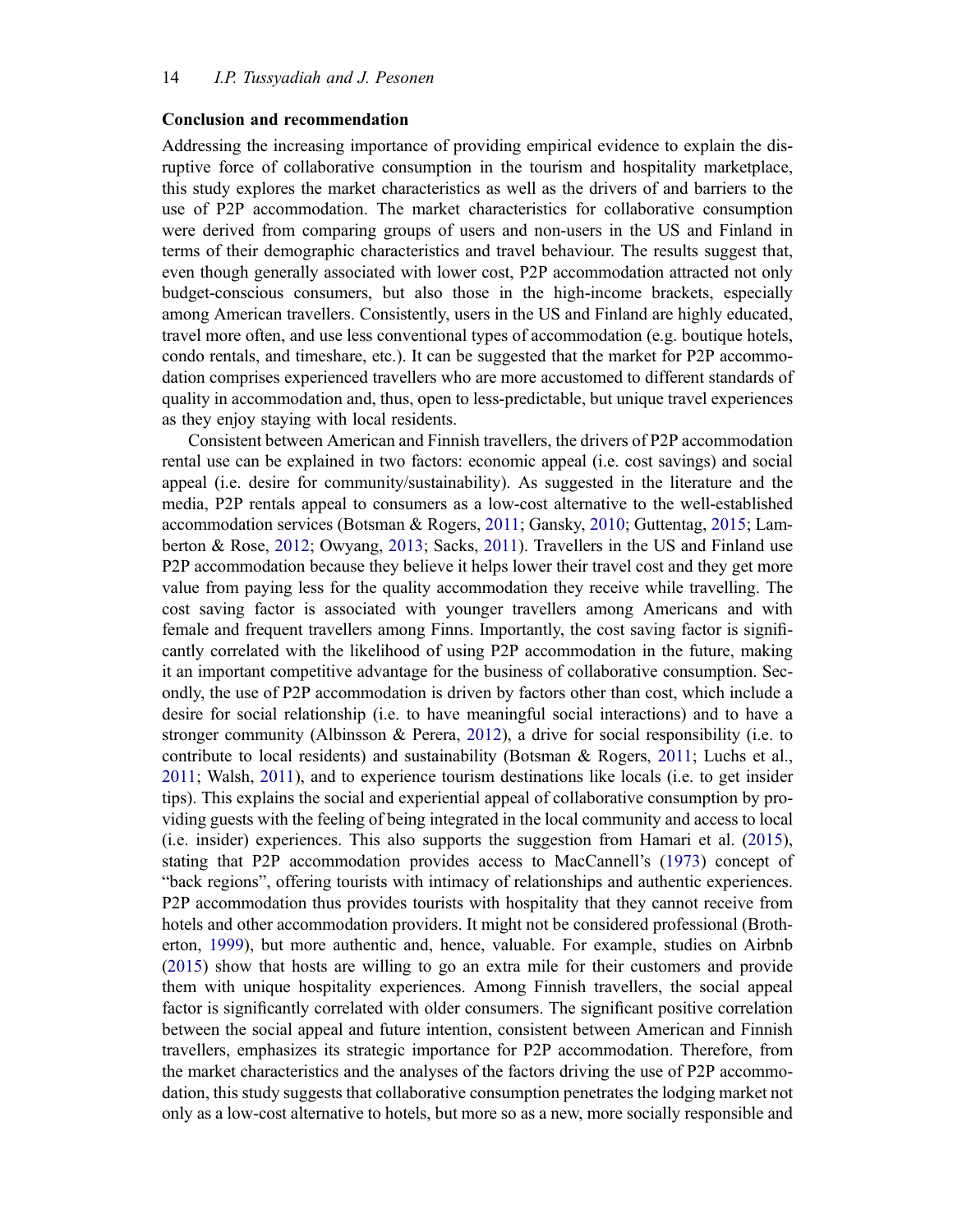### Conclusion and recommendation

Addressing the increasing importance of providing empirical evidence to explain the disruptive force of collaborative consumption in the tourism and hospitality marketplace, this study explores the market characteristics as well as the drivers of and barriers to the use of P2P accommodation. The market characteristics for collaborative consumption were derived from comparing groups of users and non-users in the US and Finland in terms of their demographic characteristics and travel behaviour. The results suggest that, even though generally associated with lower cost, P2P accommodation attracted not only budget-conscious consumers, but also those in the high-income brackets, especially among American travellers. Consistently, users in the US and Finland are highly educated, travel more often, and use less conventional types of accommodation (e.g. boutique hotels, condo rentals, and timeshare, etc.). It can be suggested that the market for P2P accommodation comprises experienced travellers who are more accustomed to different standards of quality in accommodation and, thus, open to less-predictable, but unique travel experiences as they enjoy staying with local residents.

Consistent between American and Finnish travellers, the drivers of P2P accommodation rental use can be explained in two factors: economic appeal (i.e. cost savings) and social appeal (i.e. desire for community/sustainability). As suggested in the literature and the media, P2P rentals appeal to consumers as a low-cost alternative to the well-established accommodation services (Botsman & Rogers, 2011; Gansky, 2010; Guttentag, 2015; Lamberton & Rose, 2012; Owyang, 2013; Sacks, 2011). Travellers in the US and Finland use P2P accommodation because they believe it helps lower their travel cost and they get more value from paying less for the quality accommodation they receive while travelling. The cost saving factor is associated with younger travellers among Americans and with female and frequent travellers among Finns. Importantly, the cost saving factor is significantly correlated with the likelihood of using P2P accommodation in the future, making it an important competitive advantage for the business of collaborative consumption. Secondly, the use of P2P accommodation is driven by factors other than cost, which include a desire for social relationship (i.e. to have meaningful social interactions) and to have a stronger community (Albinsson & Perera, 2012), a drive for social responsibility (i.e. to contribute to local residents) and sustainability (Botsman & Rogers, 2011; Luchs et al., 2011; Walsh, 2011), and to experience tourism destinations like locals (i.e. to get insider tips). This explains the social and experiential appeal of collaborative consumption by providing guests with the feeling of being integrated in the local community and access to local (i.e. insider) experiences. This also supports the suggestion from Hamari et al. (2015), stating that P2P accommodation provides access to MacCannell's (1973) concept of "back regions", offering tourists with intimacy of relationships and authentic experiences. P2P accommodation thus provides tourists with hospitality that they cannot receive from hotels and other accommodation providers. It might not be considered professional (Brotherton, 1999), but more authentic and, hence, valuable. For example, studies on Airbnb (2015) show that hosts are willing to go an extra mile for their customers and provide them with unique hospitality experiences. Among Finnish travellers, the social appeal factor is significantly correlated with older consumers. The significant positive correlation between the social appeal and future intention, consistent between American and Finnish travellers, emphasizes its strategic importance for P2P accommodation. Therefore, from the market characteristics and the analyses of the factors driving the use of P2P accommodation, this study suggests that collaborative consumption penetrates the lodging market not only as a low-cost alternative to hotels, but more so as a new, more socially responsible and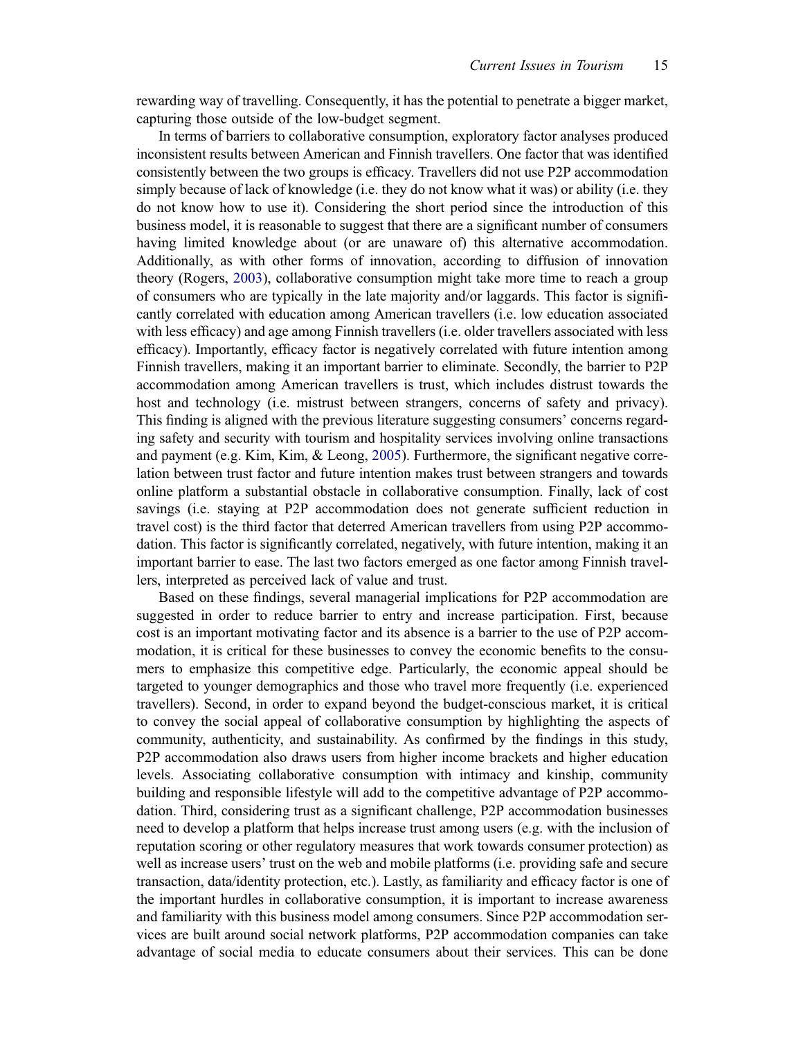rewarding way of travelling. Consequently, it has the potential to penetrate a bigger market, capturing those outside of the low-budget segment.

In terms of barriers to collaborative consumption, exploratory factor analyses produced inconsistent results between American and Finnish travellers. One factor that was identified consistently between the two groups is efficacy. Travellers did not use P2P accommodation simply because of lack of knowledge (i.e. they do not know what it was) or ability (i.e. they do not know how to use it). Considering the short period since the introduction of this business model, it is reasonable to suggest that there are a significant number of consumers having limited knowledge about (or are unaware of) this alternative accommodation. Additionally, as with other forms of innovation, according to diffusion of innovation theory (Rogers, 2003), collaborative consumption might take more time to reach a group of consumers who are typically in the late majority and/or laggards. This factor is significantly correlated with education among American travellers (i.e. low education associated with less efficacy) and age among Finnish travellers (i.e. older travellers associated with less efficacy). Importantly, efficacy factor is negatively correlated with future intention among Finnish travellers, making it an important barrier to eliminate. Secondly, the barrier to P2P accommodation among American travellers is trust, which includes distrust towards the host and technology (i.e. mistrust between strangers, concerns of safety and privacy). This finding is aligned with the previous literature suggesting consumers' concerns regarding safety and security with tourism and hospitality services involving online transactions and payment (e.g. Kim, Kim, & Leong, 2005). Furthermore, the significant negative correlation between trust factor and future intention makes trust between strangers and towards online platform a substantial obstacle in collaborative consumption. Finally, lack of cost savings (i.e. staying at P2P accommodation does not generate sufficient reduction in travel cost) is the third factor that deterred American travellers from using P2P accommodation. This factor is significantly correlated, negatively, with future intention, making it an important barrier to ease. The last two factors emerged as one factor among Finnish travellers, interpreted as perceived lack of value and trust.

Based on these findings, several managerial implications for P2P accommodation are suggested in order to reduce barrier to entry and increase participation. First, because cost is an important motivating factor and its absence is a barrier to the use of P2P accommodation, it is critical for these businesses to convey the economic benefits to the consumers to emphasize this competitive edge. Particularly, the economic appeal should be targeted to younger demographics and those who travel more frequently (i.e. experienced travellers). Second, in order to expand beyond the budget-conscious market, it is critical to convey the social appeal of collaborative consumption by highlighting the aspects of community, authenticity, and sustainability. As confirmed by the findings in this study, P2P accommodation also draws users from higher income brackets and higher education levels. Associating collaborative consumption with intimacy and kinship, community building and responsible lifestyle will add to the competitive advantage of P2P accommodation. Third, considering trust as a significant challenge, P2P accommodation businesses need to develop a platform that helps increase trust among users (e.g. with the inclusion of reputation scoring or other regulatory measures that work towards consumer protection) as well as increase users' trust on the web and mobile platforms (i.e. providing safe and secure transaction, data/identity protection, etc.). Lastly, as familiarity and efficacy factor is one of the important hurdles in collaborative consumption, it is important to increase awareness and familiarity with this business model among consumers. Since P2P accommodation services are built around social network platforms, P2P accommodation companies can take advantage of social media to educate consumers about their services. This can be done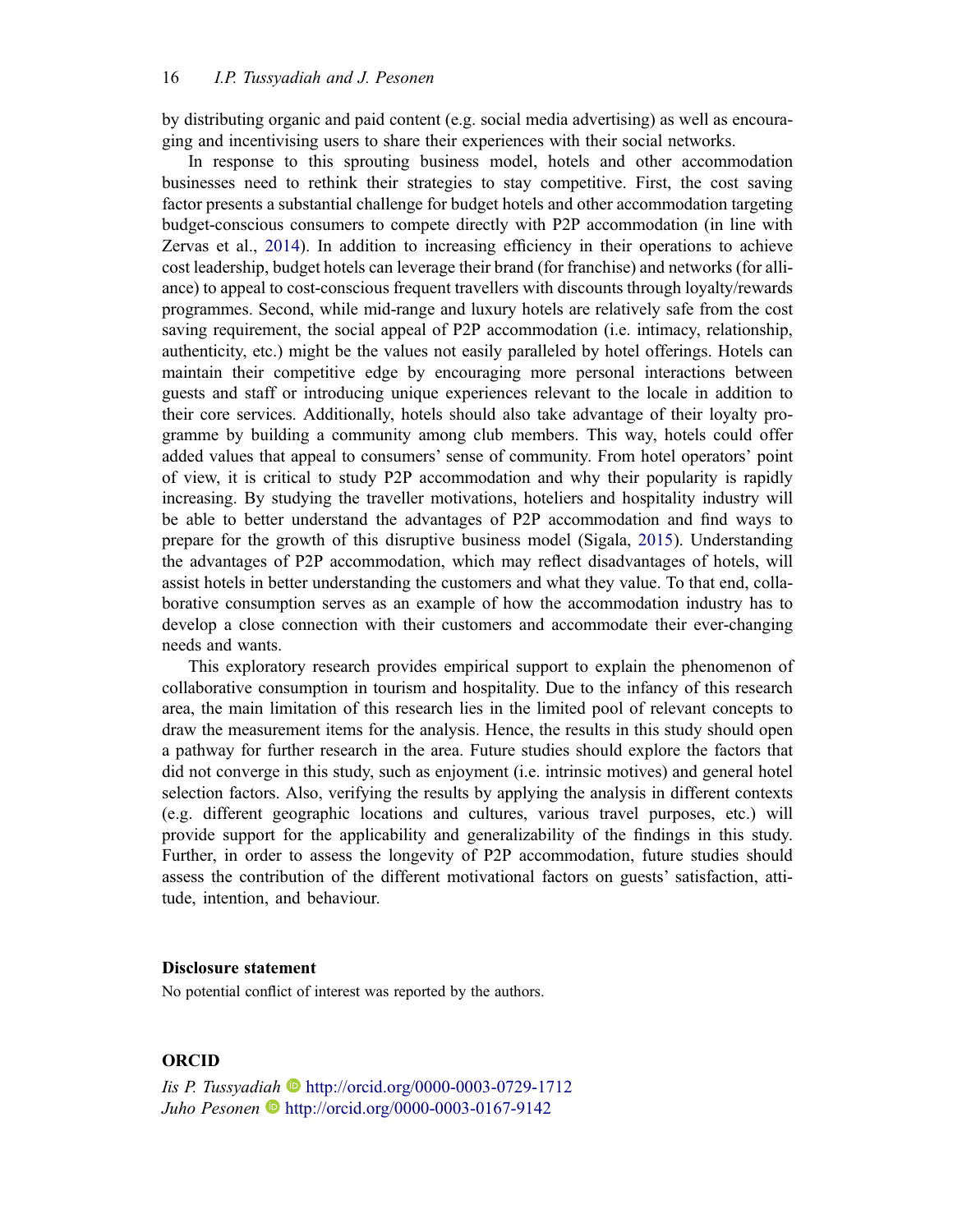by distributing organic and paid content (e.g. social media advertising) as well as encouraging and incentivising users to share their experiences with their social networks.

In response to this sprouting business model, hotels and other accommodation businesses need to rethink their strategies to stay competitive. First, the cost saving factor presents a substantial challenge for budget hotels and other accommodation targeting budget-conscious consumers to compete directly with P2P accommodation (in line with Zervas et al., 2014). In addition to increasing efficiency in their operations to achieve cost leadership, budget hotels can leverage their brand (for franchise) and networks (for alliance) to appeal to cost-conscious frequent travellers with discounts through loyalty/rewards programmes. Second, while mid-range and luxury hotels are relatively safe from the cost saving requirement, the social appeal of P2P accommodation (i.e. intimacy, relationship, authenticity, etc.) might be the values not easily paralleled by hotel offerings. Hotels can maintain their competitive edge by encouraging more personal interactions between guests and staff or introducing unique experiences relevant to the locale in addition to their core services. Additionally, hotels should also take advantage of their loyalty programme by building a community among club members. This way, hotels could offer added values that appeal to consumers' sense of community. From hotel operators' point of view, it is critical to study P2P accommodation and why their popularity is rapidly increasing. By studying the traveller motivations, hoteliers and hospitality industry will be able to better understand the advantages of P2P accommodation and find ways to prepare for the growth of this disruptive business model (Sigala, 2015). Understanding the advantages of P2P accommodation, which may reflect disadvantages of hotels, will assist hotels in better understanding the customers and what they value. To that end, collaborative consumption serves as an example of how the accommodation industry has to develop a close connection with their customers and accommodate their ever-changing needs and wants.

This exploratory research provides empirical support to explain the phenomenon of collaborative consumption in tourism and hospitality. Due to the infancy of this research area, the main limitation of this research lies in the limited pool of relevant concepts to draw the measurement items for the analysis. Hence, the results in this study should open a pathway for further research in the area. Future studies should explore the factors that did not converge in this study, such as enjoyment (i.e. intrinsic motives) and general hotel selection factors. Also, verifying the results by applying the analysis in different contexts (e.g. different geographic locations and cultures, various travel purposes, etc.) will provide support for the applicability and generalizability of the findings in this study. Further, in order to assess the longevity of P2P accommodation, future studies should assess the contribution of the different motivational factors on guests' satisfaction, attitude, intention, and behaviour.

## Disclosure statement

No potential conflict of interest was reported by the authors.

## ORCID

*Iis P. Tussyadiah* http://orcid.org/0000-0003-0729-1712
*Juho Pesonen* http://orcid.org/0000-0003-0167-9142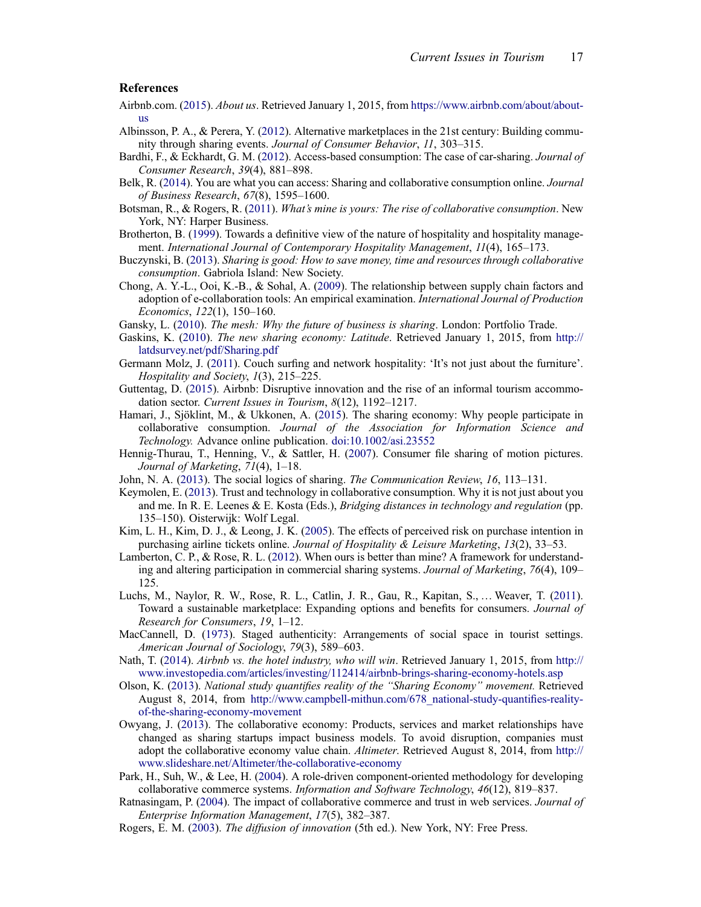## References

Airbnb.com. (2015). *About us*. Retrieved January 1, 2015, from https://www.airbnb.com/about/about-us

Albinsson, P. A., & Perera, Y. (2012). Alternative marketplaces in the 21st century: Building community through sharing events. *Journal of Consumer Behavior*, *11*, 303–315.

Bardhi, F., & Eckhardt, G. M. (2012). Access-based consumption: The case of car-sharing. *Journal of Consumer Research*, *39*(4), 881–898.

Belk, R. (2014). You are what you can access: Sharing and collaborative consumption online. *Journal of Business Research*, *67*(8), 1595–1600.

Botsman, R., & Rogers, R. (2011). *What's mine is yours: The rise of collaborative consumption*. New York, NY: Harper Business.

Brotherton, B. (1999). Towards a definitive view of the nature of hospitality and hospitality management. *International Journal of Contemporary Hospitality Management*, *11*(4), 165–173.

Buczynski, B. (2013). *Sharing is good: How to save money, time and resources through collaborative consumption*. Gabriola Island: New Society.

Chong, A. Y.-L., Ooi, K.-B., & Sohal, A. (2009). The relationship between supply chain factors and adoption of e-collaboration tools: An empirical examination. *International Journal of Production Economics*, *122*(1), 150–160.

Gansky, L. (2010). *The mesh: Why the future of business is sharing*. London: Portfolio Trade.

Gaskins, K. (2010). *The new sharing economy: Latitude*. Retrieved January 1, 2015, from http://latdsurvey.net/pdf/Sharing.pdf

Germann Molz, J. (2011). Couch surfing and network hospitality: 'It's not just about the furniture'. *Hospitality and Society*, *1*(3), 215–225.

Guttentag, D. (2015). Airbnb: Disruptive innovation and the rise of an informal tourism accommodation sector. *Current Issues in Tourism*, *8*(12), 1192–1217.

Hamari, J., Sjöklint, M., & Ukkonen, A. (2015). The sharing economy: Why people participate in collaborative consumption. *Journal of the Association for Information Science and Technology.* Advance online publication. doi:10.1002/asi.23552

Hennig-Thurau, T., Henning, V., & Sattler, H. (2007). Consumer file sharing of motion pictures. *Journal of Marketing*, *71*(4), 1–18.

John, N. A. (2013). The social logics of sharing. *The Communication Review*, *16*, 113–131.

Keymolen, E. (2013). Trust and technology in collaborative consumption. Why it is not just about you and me. In R. E. Leenes & E. Kosta (Eds.), *Bridging distances in technology and regulation* (pp. 135–150). Oisterwijk: Wolf Legal.

Kim, L. H., Kim, D. J., & Leong, J. K. (2005). The effects of perceived risk on purchase intention in purchasing airline tickets online. *Journal of Hospitality & Leisure Marketing*, *13*(2), 33–53.

Lamberton, C. P., & Rose, R. L. (2012). When ours is better than mine? A framework for understanding and altering participation in commercial sharing systems. *Journal of Marketing*, *76*(4), 109–125.

Luchs, M., Naylor, R. W., Rose, R. L., Catlin, J. R., Gau, R., Kapitan, S., … Weaver, T. (2011). Toward a sustainable marketplace: Expanding options and benefits for consumers. *Journal of Research for Consumers*, *19*, 1–12.

MacCannell, D. (1973). Staged authenticity: Arrangements of social space in tourist settings. *American Journal of Sociology*, *79*(3), 589–603.

Nath, T. (2014). *Airbnb vs. the hotel industry, who will win*. Retrieved January 1, 2015, from http://www.investopedia.com/articles/investing/112414/airbnb-brings-sharing-economy-hotels.asp

Olson, K. (2013). *National study quantifies reality of the "Sharing Economy" movement.* Retrieved August 8, 2014, from http://www.campbell-mithun.com/678_national-study-quantifies-reality-of-the-sharing-economy-movement

Owyang, J. (2013). The collaborative economy: Products, services and market relationships have changed as sharing startups impact business models. To avoid disruption, companies must adopt the collaborative economy value chain. *Altimeter*. Retrieved August 8, 2014, from http://www.slideshare.net/Altimeter/the-collaborative-economy

Park, H., Suh, W., & Lee, H. (2004). A role-driven component-oriented methodology for developing collaborative commerce systems. *Information and Software Technology*, *46*(12), 819–837.

Ratnasingam, P. (2004). The impact of collaborative commerce and trust in web services. *Journal of Enterprise Information Management*, *17*(5), 382–387.

Rogers, E. M. (2003). *The diffusion of innovation* (5th ed.). New York, NY: Free Press.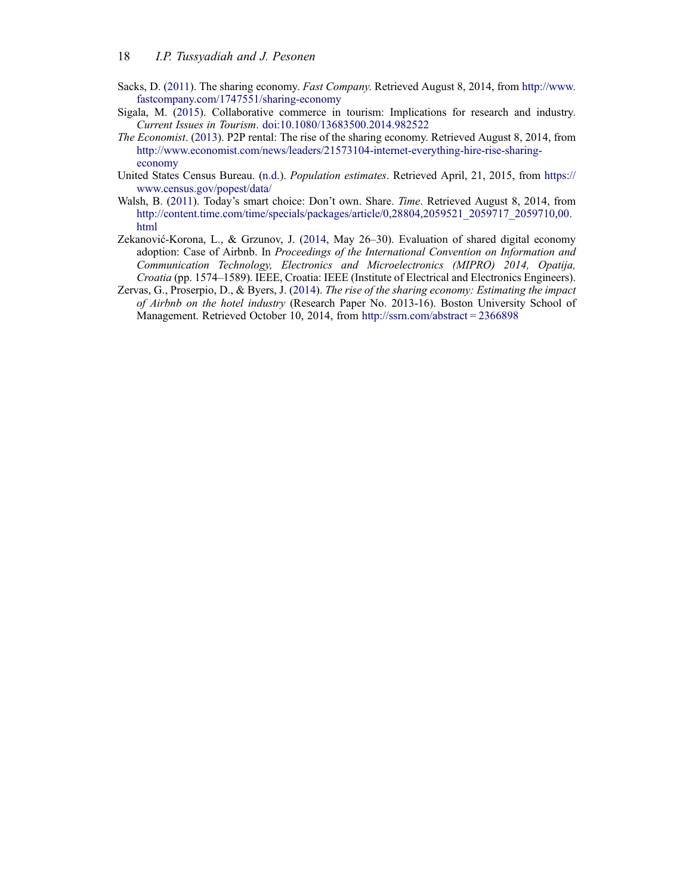Sacks, D. (2011). The sharing economy. *Fast Company*. Retrieved August 8, 2014, from http://www.fastcompany.com/1747551/sharing-economy

Sigala, M. (2015). Collaborative commerce in tourism: Implications for research and industry. *Current Issues in Tourism*. doi:10.1080/13683500.2014.982522

*The Economist*. (2013). P2P rental: The rise of the sharing economy. Retrieved August 8, 2014, from http://www.economist.com/news/leaders/21573104-internet-everything-hire-rise-sharing-economy

United States Census Bureau. (n.d.). *Population estimates*. Retrieved April, 21, 2015, from https://www.census.gov/popest/data/

Walsh, B. (2011). Today's smart choice: Don't own. Share. *Time*. Retrieved August 8, 2014, from http://content.time.com/time/specials/packages/article/0,28804,2059521_2059717_2059710,00.html

Zekanović-Korona, L., & Grzunov, J. (2014, May 26–30). Evaluation of shared digital economy adoption: Case of Airbnb. In *Proceedings of the International Convention on Information and Communication Technology, Electronics and Microelectronics (MIPRO) 2014, Opatija, Croatia* (pp. 1574–1589). IEEE, Croatia: IEEE (Institute of Electrical and Electronics Engineers).

Zervas, G., Proserpio, D., & Byers, J. (2014). *The rise of the sharing economy: Estimating the impact of Airbnb on the hotel industry* (Research Paper No. 2013-16). Boston University School of Management. Retrieved October 10, 2014, from http://ssrn.com/abstract = 2366898